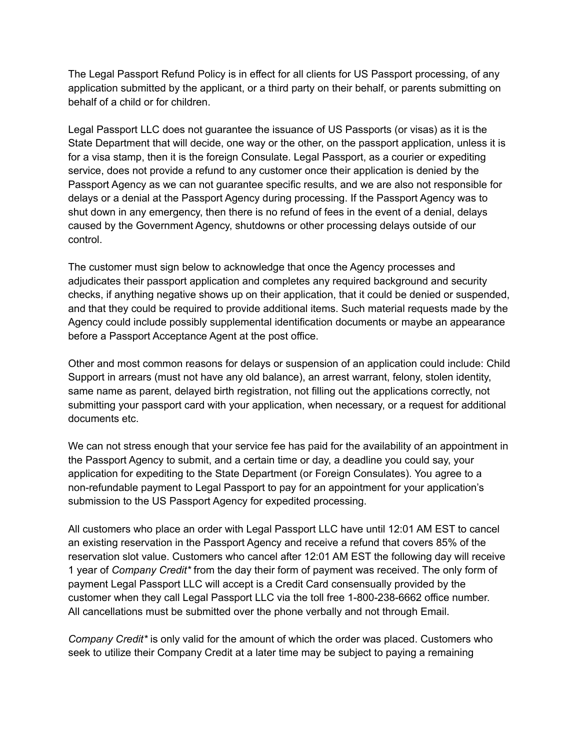The Legal Passport Refund Policy is in effect for all clients for US Passport processing, of any application submitted by the applicant, or a third party on their behalf, or parents submitting on behalf of a child or for children.

Legal Passport LLC does not guarantee the issuance of US Passports (or visas) as it is the State Department that will decide, one way or the other, on the passport application, unless it is for a visa stamp, then it is the foreign Consulate. Legal Passport, as a courier or expediting service, does not provide a refund to any customer once their application is denied by the Passport Agency as we can not guarantee specific results, and we are also not responsible for delays or a denial at the Passport Agency during processing. If the Passport Agency was to shut down in any emergency, then there is no refund of fees in the event of a denial, delays caused by the Government Agency, shutdowns or other processing delays outside of our control.

The customer must sign below to acknowledge that once the Agency processes and adjudicates their passport application and completes any required background and security checks, if anything negative shows up on their application, that it could be denied or suspended, and that they could be required to provide additional items. Such material requests made by the Agency could include possibly supplemental identification documents or maybe an appearance before a Passport Acceptance Agent at the post office.

Other and most common reasons for delays or suspension of an application could include: Child Support in arrears (must not have any old balance), an arrest warrant, felony, stolen identity, same name as parent, delayed birth registration, not filling out the applications correctly, not submitting your passport card with your application, when necessary, or a request for additional documents etc.

We can not stress enough that your service fee has paid for the availability of an appointment in the Passport Agency to submit, and a certain time or day, a deadline you could say, your application for expediting to the State Department (or Foreign Consulates). You agree to a non-refundable payment to Legal Passport to pay for an appointment for your application's submission to the US Passport Agency for expedited processing.

All customers who place an order with Legal Passport LLC have until 12:01 AM EST to cancel an existing reservation in the Passport Agency and receive a refund that covers 85% of the reservation slot value. Customers who cancel after 12:01 AM EST the following day will receive 1 year of *Company Credit** from the day their form of payment was received. The only form of payment Legal Passport LLC will accept is a Credit Card consensually provided by the customer when they call Legal Passport LLC via the toll free 1-800-238-6662 office number. All cancellations must be submitted over the phone verbally and not through Email.

*Company Credit** is only valid for the amount of which the order was placed. Customers who seek to utilize their Company Credit at a later time may be subject to paying a remaining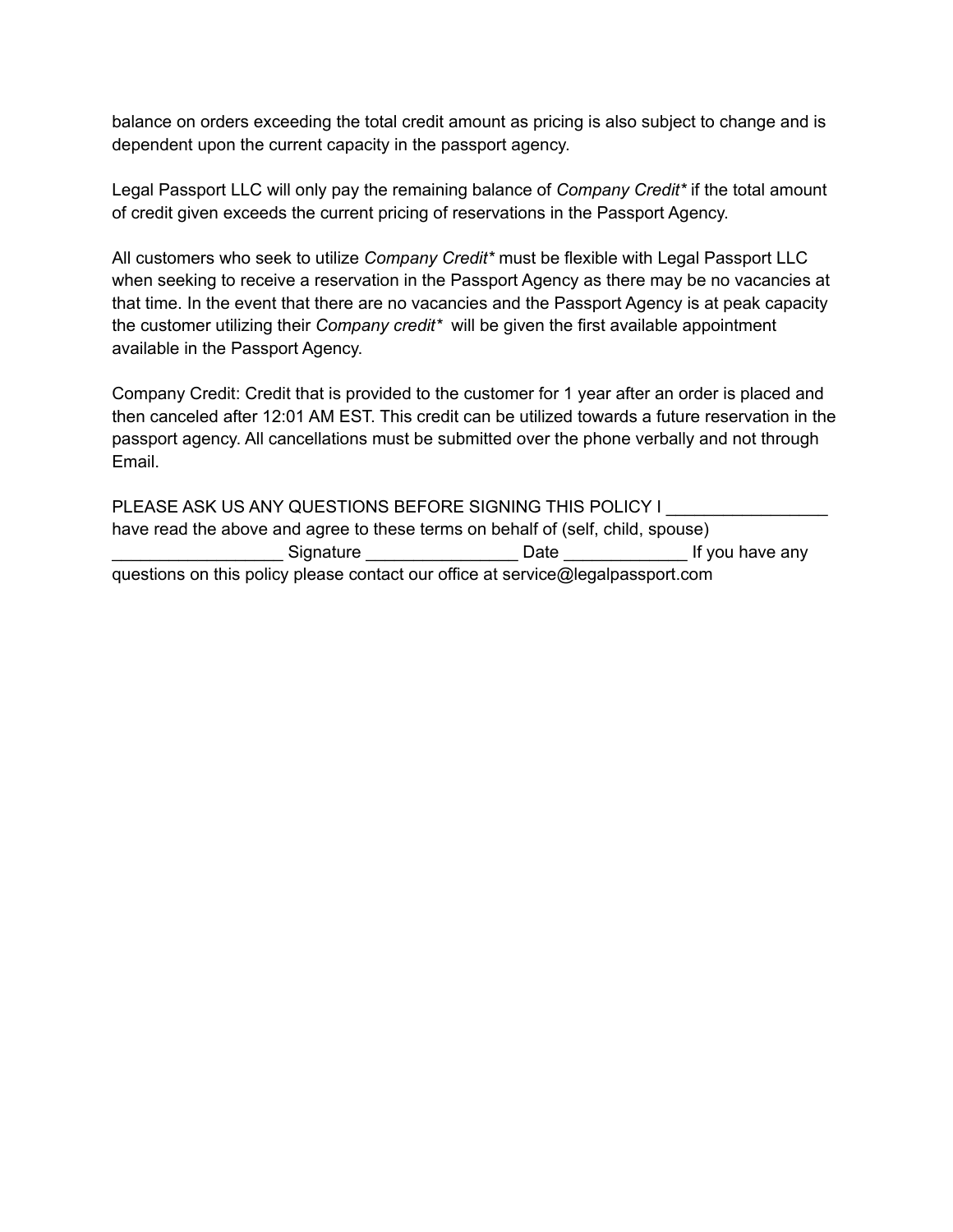balance on orders exceeding the total credit amount as pricing is also subject to change and is dependent upon the current capacity in the passport agency.

Legal Passport LLC will only pay the remaining balance of *Company Credit** if the total amount of credit given exceeds the current pricing of reservations in the Passport Agency.

All customers who seek to utilize *Company Credit** must be flexible with Legal Passport LLC when seeking to receive a reservation in the Passport Agency as there may be no vacancies at that time. In the event that there are no vacancies and the Passport Agency is at peak capacity the customer utilizing their *Company credit** will be given the first available appointment available in the Passport Agency.

Company Credit: Credit that is provided to the customer for 1 year after an order is placed and then canceled after 12:01 AM EST. This credit can be utilized towards a future reservation in the passport agency. All cancellations must be submitted over the phone verbally and not through Email.

PLEASE ASK US ANY QUESTIONS BEFORE SIGNING THIS POLICY I _________________ have read the above and agree to these terms on behalf of (self, child, spouse) _________________ Signature ________________ Date _____________ If you have any questions on this policy please contact our office at service@legalpassport.com